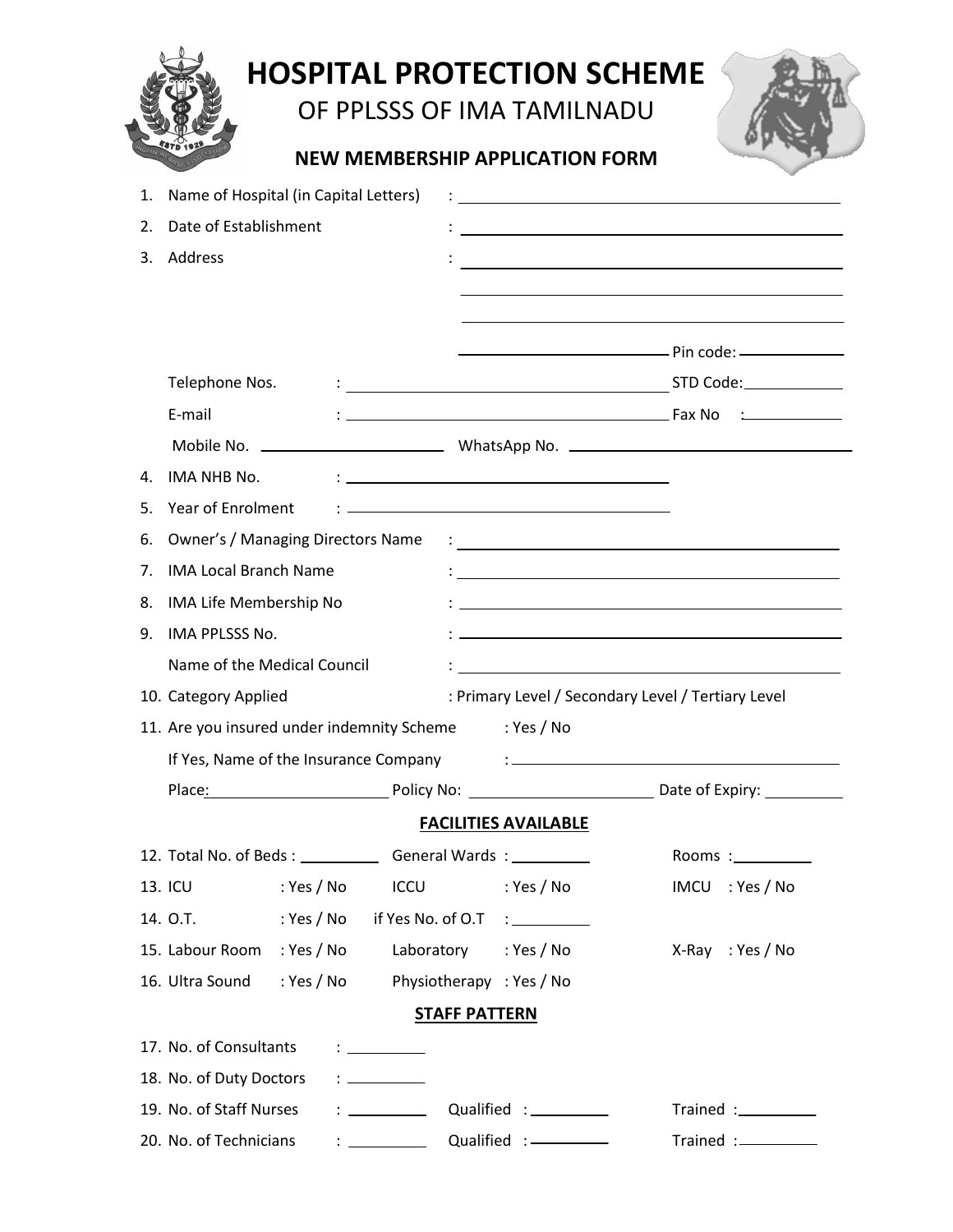# HOSPITAL PROTECTION SCHEME

## OF PPLSSS OF IMA TAMILNADU

### NEW MEMBERSHIP APPLICATION FORM

1. Name of Hospital (in Capital Letters) : ______________________________
2. Date of Establishment : ______________________________
3. Address : ______________________________

   ______________________________

   ______________________________

   ______________________________ Pin code: __________

   Telephone Nos. : ______________________________ STD Code: __________

   E-mail : ______________________________ Fax No : __________

   Mobile No. ______________________ WhatsApp No. ______________________
4. IMA NHB No. : ______________________________
5. Year of Enrolment : ______________________________
6. Owner's / Managing Directors Name : ______________________________
7. IMA Local Branch Name : ______________________________
8. IMA Life Membership No : ______________________________
9. IMA PPLSSS No. : ______________________________

   Name of the Medical Council : ______________________________
10. Category Applied : Primary Level / Secondary Level / Tertiary Level
11. Are you insured under indemnity Scheme : Yes / No

    If Yes, Name of the Insurance Company : ______________________________

    Place: ______________ Policy No: ______________ Date of Expiry: __________

**FACILITIES AVAILABLE**

12. Total No. of Beds : __________ General Wards : __________ Rooms : __________
13. ICU : Yes / No ICCU : Yes / No IMCU : Yes / No
14. O.T. : Yes / No if Yes No. of O.T : __________
15. Labour Room : Yes / No Laboratory : Yes / No X-Ray : Yes / No
16. Ultra Sound : Yes / No Physiotherapy : Yes / No

**STAFF PATTERN**

17. No. of Consultants : __________
18. No. of Duty Doctors : __________
19. No. of Staff Nurses : __________ Qualified : __________ Trained : __________
20. No. of Technicians : __________ Qualified : __________ Trained : __________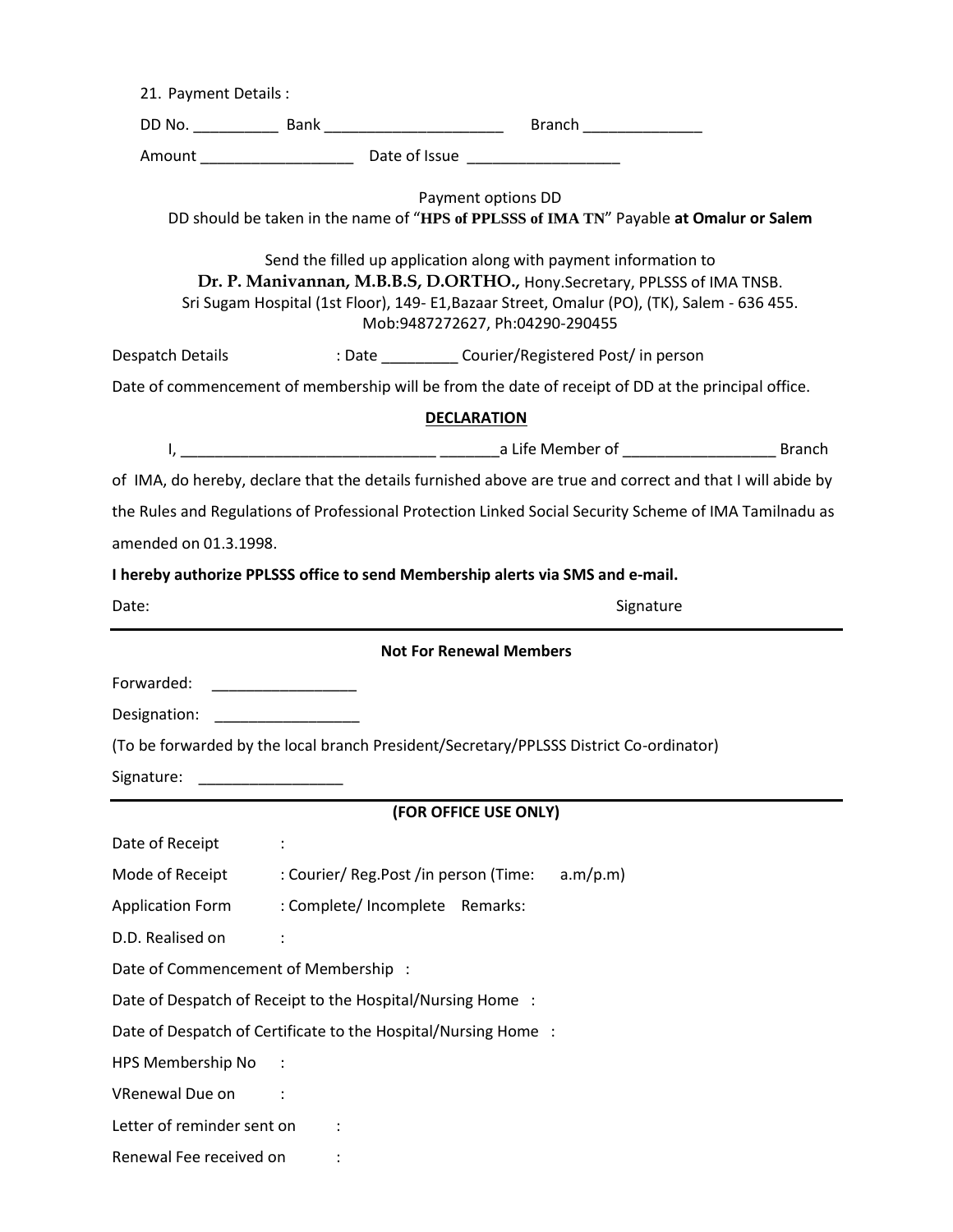21. Payment Details :

DD No. __________ Bank _____________________ Branch ______________

Amount __________________ Date of Issue __________________

Payment options DD

DD should be taken in the name of "**HPS of PPLSSS of IMA TN**" Payable **at Omalur or Salem**

Send the filled up application along with payment information to

**Dr. P. Manivannan, M.B.B.S, D.ORTHO.,** Hony.Secretary, PPLSSS of IMA TNSB.

Sri Sugam Hospital (1st Floor), 149- E1,Bazaar Street, Omalur (PO), (TK), Salem - 636 455.

Mob:9487272627, Ph:04290-290455

Despatch Details : Date _________ Courier/Registered Post/ in person

Date of commencement of membership will be from the date of receipt of DD at the principal office.

**DECLARATION**

I, ______________________________ _______a Life Member of __________________ Branch of IMA, do hereby, declare that the details furnished above are true and correct and that I will abide by the Rules and Regulations of Professional Protection Linked Social Security Scheme of IMA Tamilnadu as amended on 01.3.1998.

**I hereby authorize PPLSSS office to send Membership alerts via SMS and e-mail.**

Date: Signature

---

**Not For Renewal Members**

Forwarded: _________________

Designation: _________________

(To be forwarded by the local branch President/Secretary/PPLSSS District Co-ordinator)

Signature: _________________

---

**(FOR OFFICE USE ONLY)**

Date of Receipt :

Mode of Receipt : Courier/ Reg.Post /in person (Time: a.m/p.m)

Application Form : Complete/ Incomplete Remarks:

D.D. Realised on :

Date of Commencement of Membership :

Date of Despatch of Receipt to the Hospital/Nursing Home :

Date of Despatch of Certificate to the Hospital/Nursing Home :

HPS Membership No :

VRenewal Due on :

Letter of reminder sent on :

Renewal Fee received on :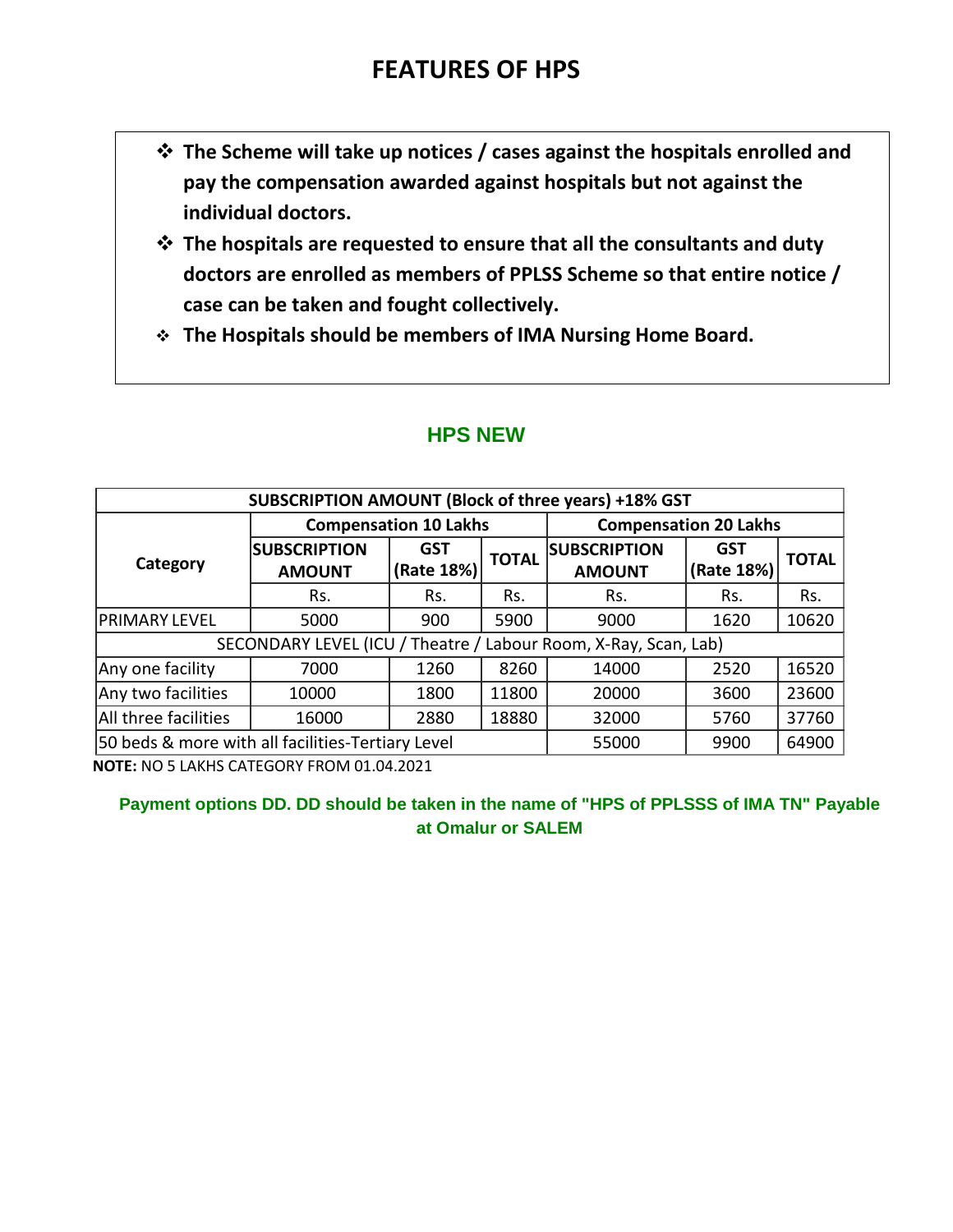# FEATURES OF HPS

- **The Scheme will take up notices / cases against the hospitals enrolled and pay the compensation awarded against hospitals but not against the individual doctors.**
- **The hospitals are requested to ensure that all the consultants and duty doctors are enrolled as members of PPLSS Scheme so that entire notice / case can be taken and fought collectively.**
- **The Hospitals should be members of IMA Nursing Home Board.**

## HPS NEW

| SUBSCRIPTION AMOUNT (Block of three years) +18% GST | | | | | | |
|---|---|---|---|---|---|---|
| **Category** | **Compensation 10 Lakhs** | | | **Compensation 20 Lakhs** | | |
| | **SUBSCRIPTION AMOUNT** | **GST (Rate 18%)** | **TOTAL** | **SUBSCRIPTION AMOUNT** | **GST (Rate 18%)** | **TOTAL** |
| | Rs. | Rs. | Rs. | Rs. | Rs. | Rs. |
| PRIMARY LEVEL | 5000 | 900 | 5900 | 9000 | 1620 | 10620 |
| SECONDARY LEVEL (ICU / Theatre / Labour Room, X-Ray, Scan, Lab) | | | | | | |
| Any one facility | 7000 | 1260 | 8260 | 14000 | 2520 | 16520 |
| Any two facilities | 10000 | 1800 | 11800 | 20000 | 3600 | 23600 |
| All three facilities | 16000 | 2880 | 18880 | 32000 | 5760 | 37760 |
| 50 beds & more with all facilities-Tertiary Level | | | | 55000 | 9900 | 64900 |

**NOTE:** NO 5 LAKHS CATEGORY FROM 01.04.2021

**Payment options DD. DD should be taken in the name of "HPS of PPLSSS of IMA TN" Payable at Omalur or SALEM**